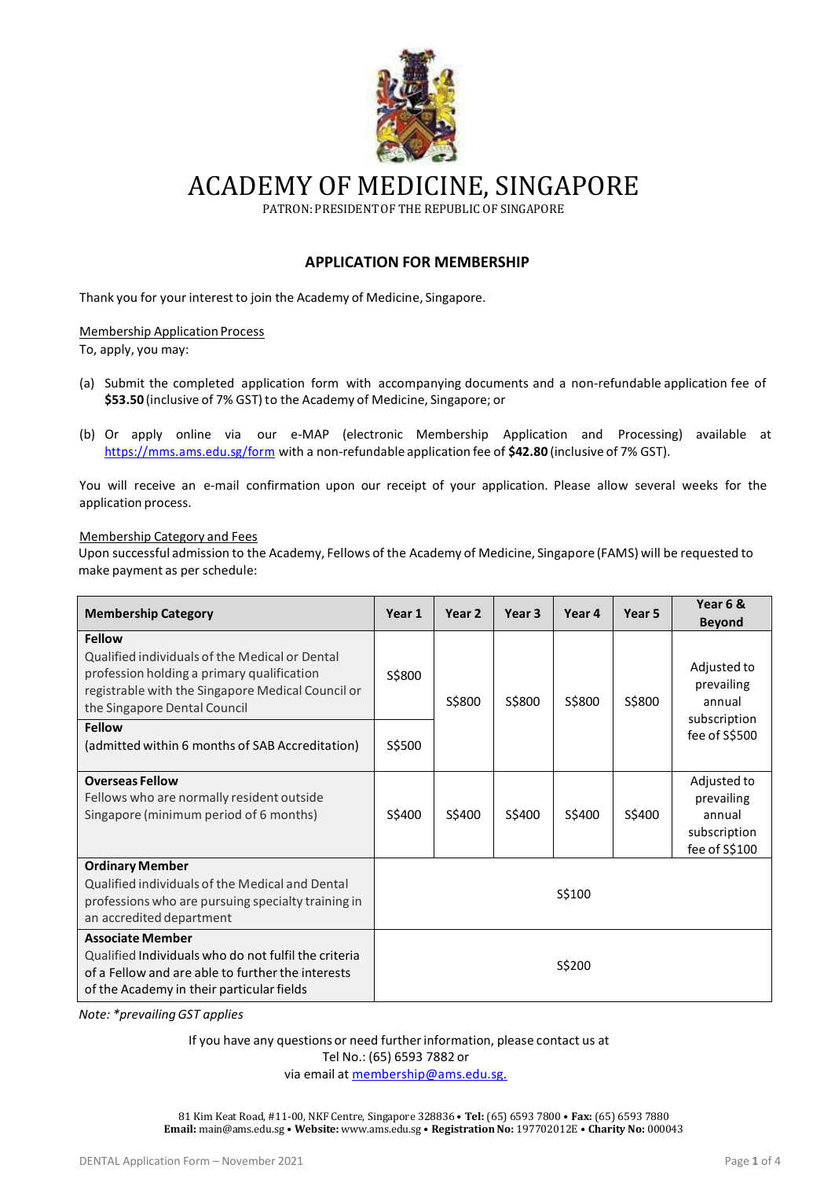# ACADEMY OF MEDICINE, SINGAPORE

PATRON: PRESIDENT OF THE REPUBLIC OF SINGAPORE

## APPLICATION FOR MEMBERSHIP

Thank you for your interest to join the Academy of Medicine, Singapore.

Membership Application Process

To, apply, you may:

(a) Submit the completed application form with accompanying documents and a non-refundable application fee of **$53.50** (inclusive of 7% GST) to the Academy of Medicine, Singapore; or

(b) Or apply online via our e-MAP (electronic Membership Application and Processing) available at https://mms.ams.edu.sg/form with a non-refundable application fee of **$42.80** (inclusive of 7% GST).

You will receive an e-mail confirmation upon our receipt of your application. Please allow several weeks for the application process.

Membership Category and Fees

Upon successful admission to the Academy, Fellows of the Academy of Medicine, Singapore (FAMS) will be requested to make payment as per schedule:

| Membership Category | Year 1 | Year 2 | Year 3 | Year 4 | Year 5 | Year 6 & Beyond |
|---|---|---|---|---|---|---|
| **Fellow** Qualified individuals of the Medical or Dental profession holding a primary qualification registrable with the Singapore Medical Council or the Singapore Dental Council | S$800 | S$800 | S$800 | S$800 | S$800 | Adjusted to prevailing annual subscription fee of S$500 |
| **Fellow** (admitted within 6 months of SAB Accreditation) | S$500 | | | | | |
| **Overseas Fellow** Fellows who are normally resident outside Singapore (minimum period of 6 months) | S$400 | S$400 | S$400 | S$400 | S$400 | Adjusted to prevailing annual subscription fee of S$100 |
| **Ordinary Member** Qualified individuals of the Medical and Dental professions who are pursuing specialty training in an accredited department | S$100 | | | | | |
| **Associate Member** Qualified Individuals who do not fulfil the criteria of a Fellow and are able to further the interests of the Academy in their particular fields | S$200 | | | | | |

*Note: \*prevailing GST applies*

If you have any questions or need further information, please contact us at Tel No.: (65) 6593 7882 or via email at membership@ams.edu.sg.

81 Kim Keat Road, #11-00, NKF Centre, Singapore 328836 • **Tel:** (65) 6593 7800 • **Fax:** (65) 6593 7880
**Email:** main@ams.edu.sg • **Website:** www.ams.edu.sg • **Registration No:** 197702012E • **Charity No:** 000043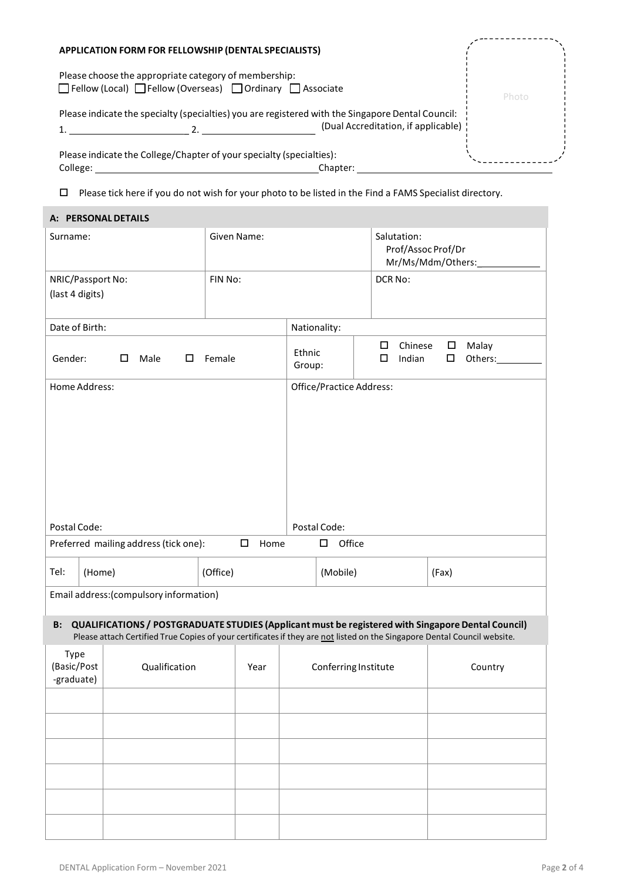**APPLICATION FORM FOR FELLOWSHIP (DENTAL SPECIALISTS)**

Please choose the appropriate category of membership:
☐ Fellow (Local) ☐ Fellow (Overseas) ☐ Ordinary ☐ Associate

Photo

Please indicate the specialty (specialties) you are registered with the Singapore Dental Council:
1. ______________________ 2. ______________________ (Dual Accreditation, if applicable)

Please indicate the College/Chapter of your specialty (specialties):
College: ________________________________________ Chapter: ________________________________

☐ Please tick here if you do not wish for your photo to be listed in the Find a FAMS Specialist directory.

## A: PERSONAL DETAILS

| | | | |
|---|---|---|---|
| Surname: | Given Name: | | Salutation: Prof/Assoc Prof/Dr Mr/Ms/Mdm/Others:__________ |
| NRIC/Passport No: (last 4 digits) | FIN No: | | DCR No: |
| Date of Birth: | | Nationality: | |
| Gender: ☐ Male ☐ Female | | Ethnic Group: | ☐ Chinese ☐ Malay ☐ Indian ☐ Others:________ |
| Home Address: | | Office/Practice Address: | |
| Postal Code: | | Postal Code: | |
| Preferred mailing address (tick one): ☐ Home | | ☐ Office | |
| Tel: (Home) | (Office) | (Mobile) | (Fax) |
| Email address:(compulsory information) | | | |

## B: QUALIFICATIONS / POSTGRADUATE STUDIES (Applicant must be registered with Singapore Dental Council)

Please attach Certified True Copies of your certificates if they are not listed on the Singapore Dental Council website.

| Type (Basic/Post-graduate) | Qualification | Year | Conferring Institute | Country |
|---|---|---|---|---|
| | | | | |
| | | | | |
| | | | | |
| | | | | |
| | | | | |
| | | | | |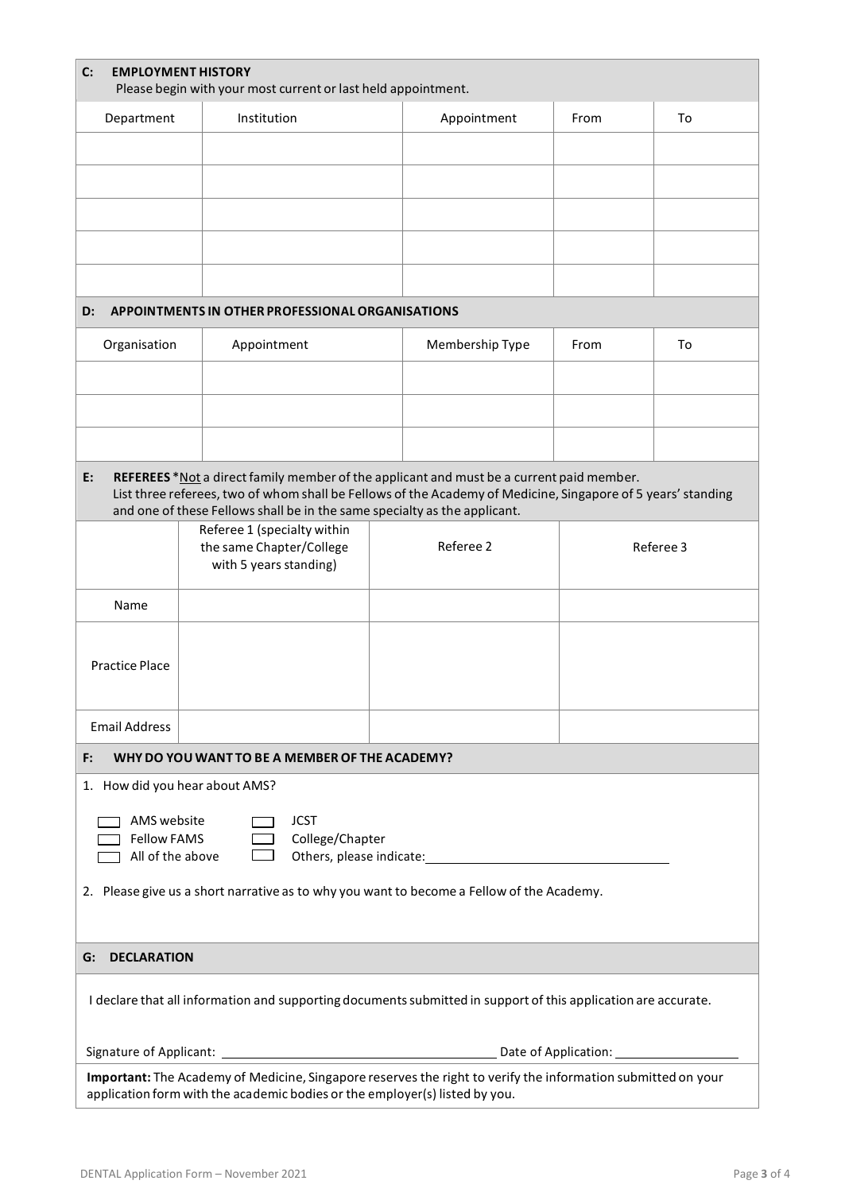## C: EMPLOYMENT HISTORY

Please begin with your most current or last held appointment.

| Department | Institution | Appointment | From | To |
|---|---|---|---|---|
| | | | | |
| | | | | |
| | | | | |
| | | | | |
| | | | | |

## D: APPOINTMENTS IN OTHER PROFESSIONAL ORGANISATIONS

| Organisation | Appointment | Membership Type | From | To |
|---|---|---|---|---|
| | | | | |
| | | | | |
| | | | | |

## E: REFEREES

*Not a direct family member of the applicant and must be a current paid member.

List three referees, two of whom shall be Fellows of the Academy of Medicine, Singapore of 5 years' standing and one of these Fellows shall be in the same specialty as the applicant.

| | Referee 1 (specialty within the same Chapter/College with 5 years standing) | Referee 2 | Referee 3 |
|---|---|---|---|
| Name | | | |
| Practice Place | | | |
| Email Address | | | |

## F: WHY DO YOU WANT TO BE A MEMBER OF THE ACADEMY?

1. How did you hear about AMS?

- ☐ AMS website
- ☐ JCST
- ☐ Fellow FAMS
- ☐ College/Chapter
- ☐ All of the above
- ☐ Others, please indicate: ____________________

2. Please give us a short narrative as to why you want to become a Fellow of the Academy.

## G: DECLARATION

I declare that all information and supporting documents submitted in support of this application are accurate.

Signature of Applicant: ____________________ Date of Application: ____________________

**Important:** The Academy of Medicine, Singapore reserves the right to verify the information submitted on your application form with the academic bodies or the employer(s) listed by you.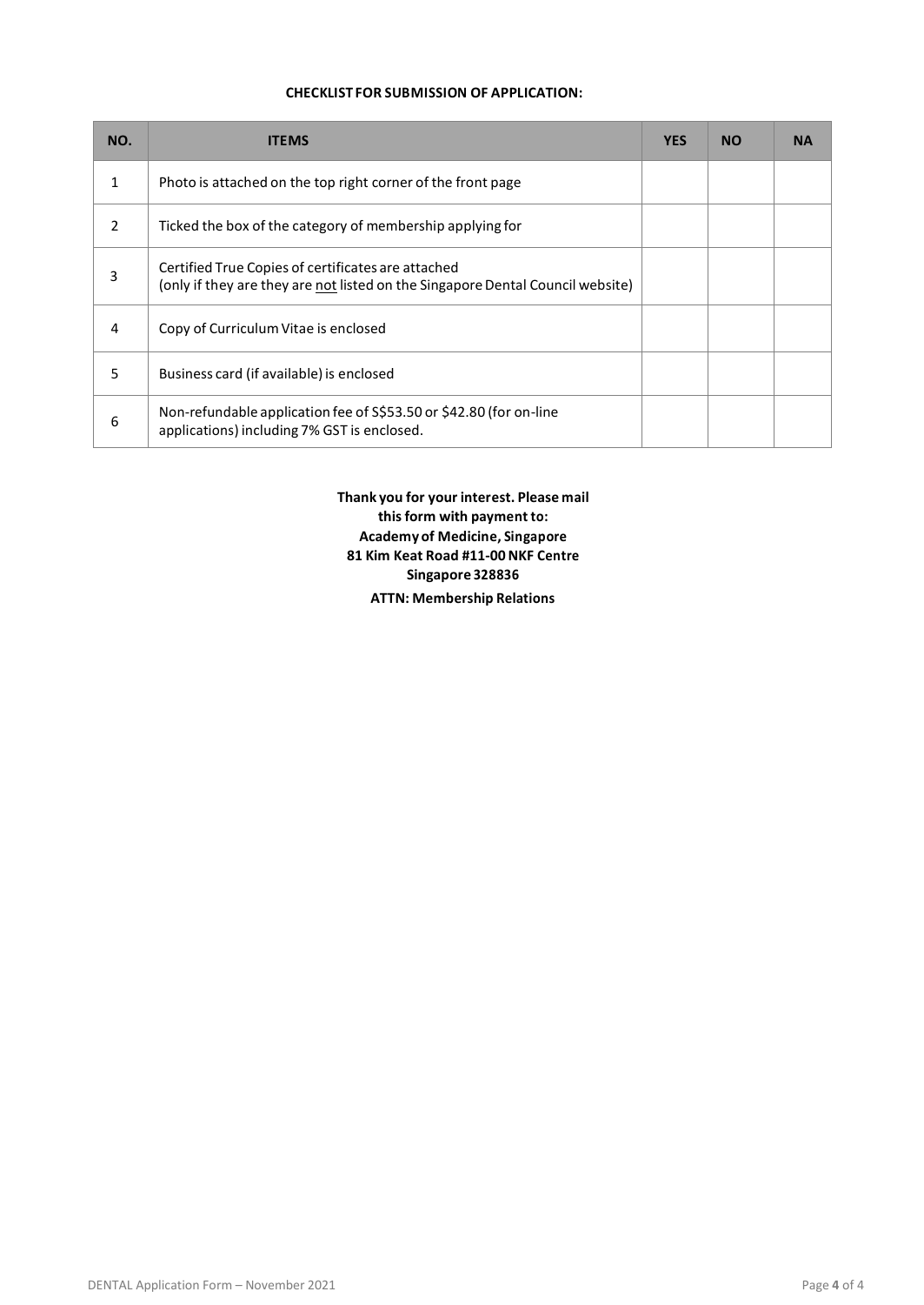**CHECKLIST FOR SUBMISSION OF APPLICATION:**

| NO. | ITEMS | YES | NO | NA |
|---|---|---|---|---|
| 1 | Photo is attached on the top right corner of the front page | | | |
| 2 | Ticked the box of the category of membership applying for | | | |
| 3 | Certified True Copies of certificates are attached<br>(only if they are they are <u>not</u> listed on the Singapore Dental Council website) | | | |
| 4 | Copy of Curriculum Vitae is enclosed | | | |
| 5 | Business card (if available) is enclosed | | | |
| 6 | Non-refundable application fee of S$53.50 or $42.80 (for on-line applications) including 7% GST is enclosed. | | | |

**Thank you for your interest. Please mail this form with payment to:**
**Academy of Medicine, Singapore**
**81 Kim Keat Road #11-00 NKF Centre**
**Singapore 328836**
**ATTN: Membership Relations**